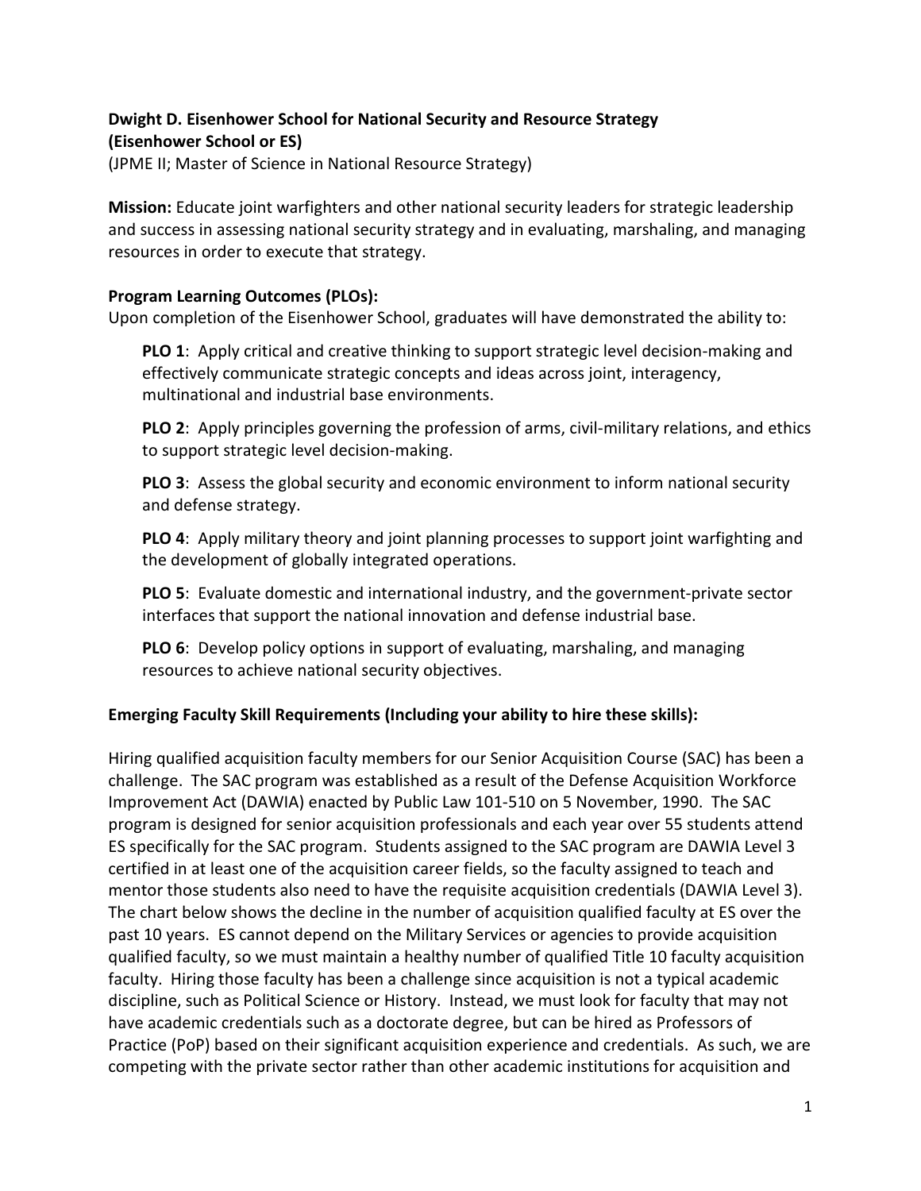**Dwight D. Eisenhower School for National Security and Resource Strategy (Eisenhower School or ES)**

(JPME II; Master of Science in National Resource Strategy)

**Mission:** Educate joint warfighters and other national security leaders for strategic leadership and success in assessing national security strategy and in evaluating, marshaling, and managing resources in order to execute that strategy.

**Program Learning Outcomes (PLOs):**

Upon completion of the Eisenhower School, graduates will have demonstrated the ability to:

**PLO 1**: Apply critical and creative thinking to support strategic level decision-making and effectively communicate strategic concepts and ideas across joint, interagency, multinational and industrial base environments.

**PLO 2**: Apply principles governing the profession of arms, civil-military relations, and ethics to support strategic level decision-making.

**PLO 3**: Assess the global security and economic environment to inform national security and defense strategy.

**PLO 4**: Apply military theory and joint planning processes to support joint warfighting and the development of globally integrated operations.

**PLO 5**: Evaluate domestic and international industry, and the government-private sector interfaces that support the national innovation and defense industrial base.

**PLO 6**: Develop policy options in support of evaluating, marshaling, and managing resources to achieve national security objectives.

**Emerging Faculty Skill Requirements (Including your ability to hire these skills):**

Hiring qualified acquisition faculty members for our Senior Acquisition Course (SAC) has been a challenge. The SAC program was established as a result of the Defense Acquisition Workforce Improvement Act (DAWIA) enacted by Public Law 101-510 on 5 November, 1990. The SAC program is designed for senior acquisition professionals and each year over 55 students attend ES specifically for the SAC program. Students assigned to the SAC program are DAWIA Level 3 certified in at least one of the acquisition career fields, so the faculty assigned to teach and mentor those students also need to have the requisite acquisition credentials (DAWIA Level 3). The chart below shows the decline in the number of acquisition qualified faculty at ES over the past 10 years. ES cannot depend on the Military Services or agencies to provide acquisition qualified faculty, so we must maintain a healthy number of qualified Title 10 faculty acquisition faculty. Hiring those faculty has been a challenge since acquisition is not a typical academic discipline, such as Political Science or History. Instead, we must look for faculty that may not have academic credentials such as a doctorate degree, but can be hired as Professors of Practice (PoP) based on their significant acquisition experience and credentials. As such, we are competing with the private sector rather than other academic institutions for acquisition and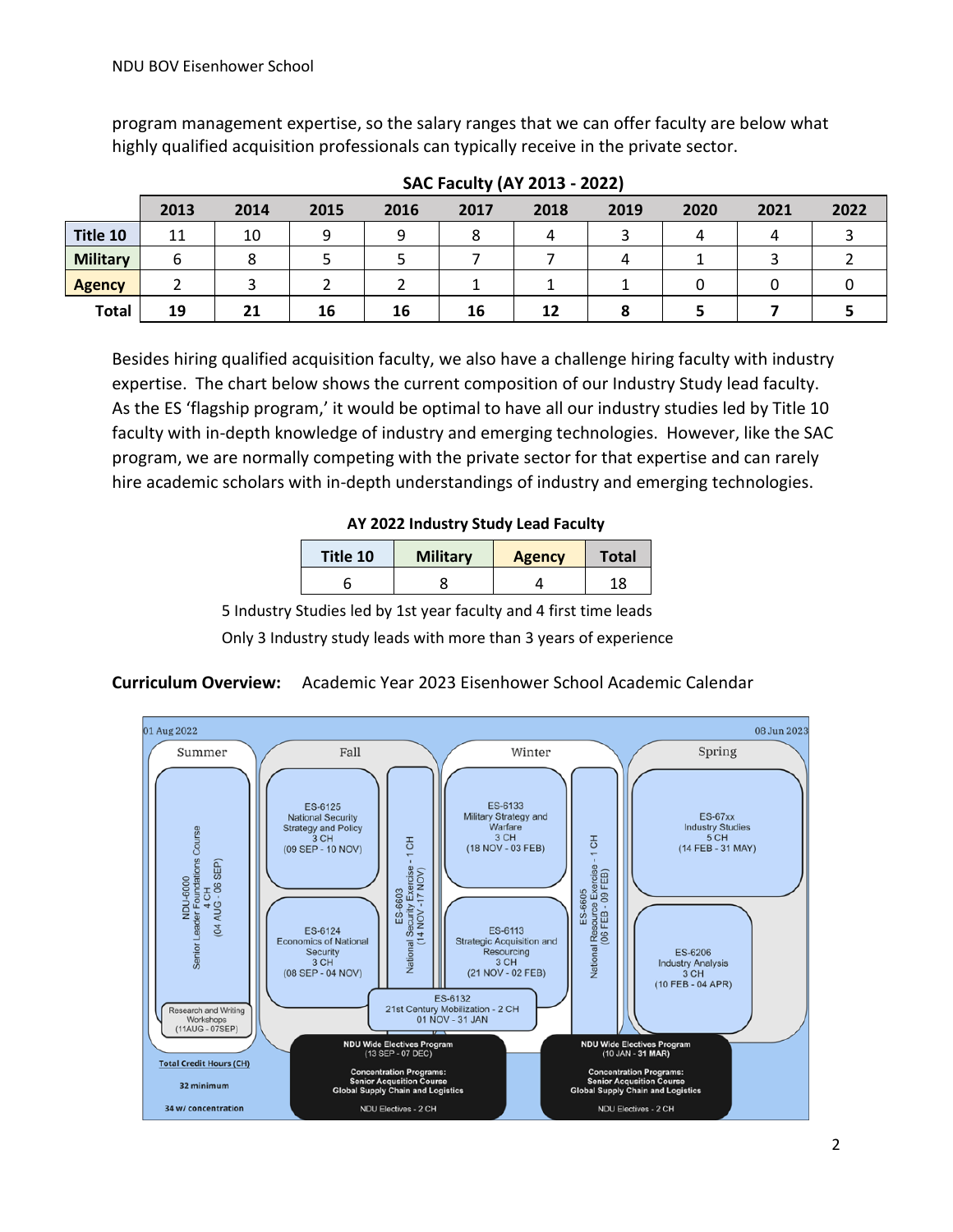program management expertise, so the salary ranges that we can offer faculty are below what highly qualified acquisition professionals can typically receive in the private sector.

**SAC Faculty (AY 2013 - 2022)**

| | 2013 | 2014 | 2015 | 2016 | 2017 | 2018 | 2019 | 2020 | 2021 | 2022 |
|---|---|---|---|---|---|---|---|---|---|---|
| Title 10 | 11 | 10 | 9 | 9 | 8 | 4 | 3 | 4 | 4 | 3 |
| Military | 6 | 8 | 5 | 5 | 7 | 7 | 4 | 1 | 3 | 2 |
| Agency | 2 | 3 | 2 | 2 | 1 | 1 | 1 | 0 | 0 | 0 |
| **Total** | **19** | **21** | **16** | **16** | **16** | **12** | **8** | **5** | **7** | **5** |

Besides hiring qualified acquisition faculty, we also have a challenge hiring faculty with industry expertise. The chart below shows the current composition of our Industry Study lead faculty. As the ES 'flagship program,' it would be optimal to have all our industry studies led by Title 10 faculty with in-depth knowledge of industry and emerging technologies. However, like the SAC program, we are normally competing with the private sector for that expertise and can rarely hire academic scholars with in-depth understandings of industry and emerging technologies.

**AY 2022 Industry Study Lead Faculty**

| Title 10 | Military | Agency | Total |
|---|---|---|---|
| 6 | 8 | 4 | 18 |

5 Industry Studies led by 1st year faculty and 4 first time leads

Only 3 Industry study leads with more than 3 years of experience

**Curriculum Overview:** Academic Year 2023 Eisenhower School Academic Calendar

01 Aug 2022
08 Jun 2023

Summer
NDU-6000 Senior Leader Foundations Course 4 CH (04 AUG - 06 SEP)
Research and Writing Workshops (11AUG - 07SEP)

Fall
ES-6125 National Security Strategy and Policy 3 CH (09 SEP - 10 NOV)
ES-6124 Economics of National Security 3 CH (08 SEP - 04 NOV)
ES-6603 National Security Exercise - 1 CH (14 NOV -17 NOV)

Winter
ES-6133 Military Strategy and Warfare 3 CH (18 NOV - 03 FEB)
ES-6113 Strategic Acquisition and Resourcing 3 CH (21 NOV - 02 FEB)
ES-6132 21st Century Mobilization - 2 CH 01 NOV - 31 JAN
ES-6605 National Resource Exercise - 1 CH (06 FEB - 09 FEB)

Spring
ES-67xx Industry Studies 5 CH (14 FEB - 31 MAY)
ES-6206 Industry Analysis 3 CH (10 FEB - 04 APR)

NDU Wide Electives Program (13 SEP - 07 DEC)
Concentration Programs: Senior Acquisition Course Global Supply Chain and Logistics
NDU Electives - 2 CH

NDU Wide Electives Program (10 JAN - 31 MAR)
Concentration Programs: Senior Acquisition Course Global Supply Chain and Logistics
NDU Electives - 2 CH

Total Credit Hours (CH)
32 minimum
34 w/ concentration